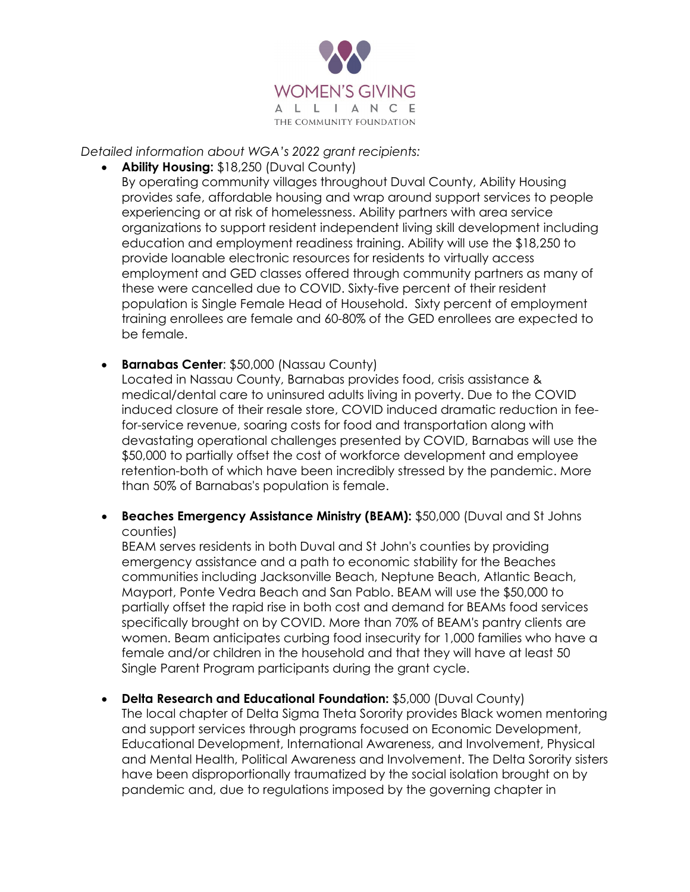WOMEN'S GIVING ALLIANCE
THE COMMUNITY FOUNDATION

*Detailed information about WGA's 2022 grant recipients:*

- **Ability Housing:** $18,250 (Duval County)
  By operating community villages throughout Duval County, Ability Housing provides safe, affordable housing and wrap around support services to people experiencing or at risk of homelessness. Ability partners with area service organizations to support resident independent living skill development including education and employment readiness training. Ability will use the $18,250 to provide loanable electronic resources for residents to virtually access employment and GED classes offered through community partners as many of these were cancelled due to COVID. Sixty-five percent of their resident population is Single Female Head of Household. Sixty percent of employment training enrollees are female and 60-80% of the GED enrollees are expected to be female.

- **Barnabas Center**: $50,000 (Nassau County)
  Located in Nassau County, Barnabas provides food, crisis assistance & medical/dental care to uninsured adults living in poverty. Due to the COVID induced closure of their resale store, COVID induced dramatic reduction in fee-for-service revenue, soaring costs for food and transportation along with devastating operational challenges presented by COVID, Barnabas will use the $50,000 to partially offset the cost of workforce development and employee retention-both of which have been incredibly stressed by the pandemic. More than 50% of Barnabas's population is female.

- **Beaches Emergency Assistance Ministry (BEAM):** $50,000 (Duval and St Johns counties)
  BEAM serves residents in both Duval and St John's counties by providing emergency assistance and a path to economic stability for the Beaches communities including Jacksonville Beach, Neptune Beach, Atlantic Beach, Mayport, Ponte Vedra Beach and San Pablo. BEAM will use the $50,000 to partially offset the rapid rise in both cost and demand for BEAMs food services specifically brought on by COVID. More than 70% of BEAM's pantry clients are women. Beam anticipates curbing food insecurity for 1,000 families who have a female and/or children in the household and that they will have at least 50 Single Parent Program participants during the grant cycle.

- **Delta Research and Educational Foundation:** $5,000 (Duval County)
  The local chapter of Delta Sigma Theta Sorority provides Black women mentoring and support services through programs focused on Economic Development, Educational Development, International Awareness, and Involvement, Physical and Mental Health, Political Awareness and Involvement. The Delta Sorority sisters have been disproportionally traumatized by the social isolation brought on by pandemic and, due to regulations imposed by the governing chapter in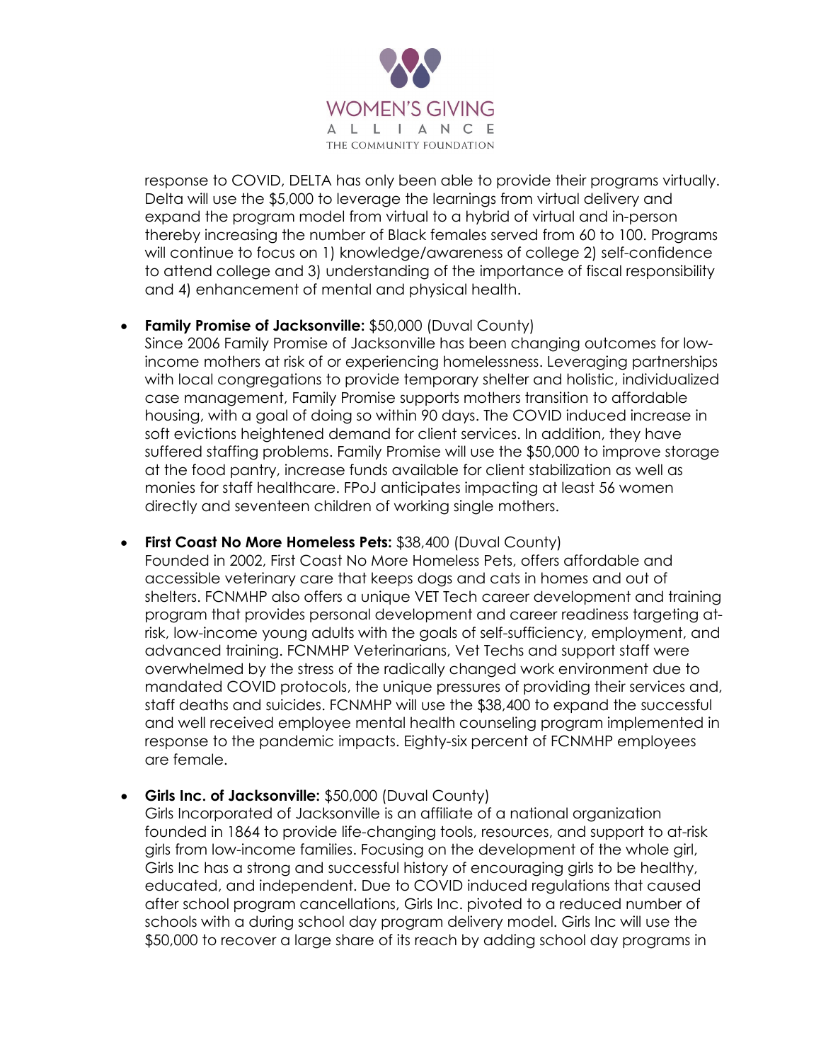response to COVID, DELTA has only been able to provide their programs virtually. Delta will use the $5,000 to leverage the learnings from virtual delivery and expand the program model from virtual to a hybrid of virtual and in-person thereby increasing the number of Black females served from 60 to 100. Programs will continue to focus on 1) knowledge/awareness of college 2) self-confidence to attend college and 3) understanding of the importance of fiscal responsibility and 4) enhancement of mental and physical health.

- **Family Promise of Jacksonville:** $50,000 (Duval County)
  Since 2006 Family Promise of Jacksonville has been changing outcomes for low-income mothers at risk of or experiencing homelessness. Leveraging partnerships with local congregations to provide temporary shelter and holistic, individualized case management, Family Promise supports mothers transition to affordable housing, with a goal of doing so within 90 days. The COVID induced increase in soft evictions heightened demand for client services. In addition, they have suffered staffing problems. Family Promise will use the $50,000 to improve storage at the food pantry, increase funds available for client stabilization as well as monies for staff healthcare. FPoJ anticipates impacting at least 56 women directly and seventeen children of working single mothers.

- **First Coast No More Homeless Pets:** $38,400 (Duval County)
  Founded in 2002, First Coast No More Homeless Pets, offers affordable and accessible veterinary care that keeps dogs and cats in homes and out of shelters. FCNMHP also offers a unique VET Tech career development and training program that provides personal development and career readiness targeting at-risk, low-income young adults with the goals of self-sufficiency, employment, and advanced training. FCNMHP Veterinarians, Vet Techs and support staff were overwhelmed by the stress of the radically changed work environment due to mandated COVID protocols, the unique pressures of providing their services and, staff deaths and suicides. FCNMHP will use the $38,400 to expand the successful and well received employee mental health counseling program implemented in response to the pandemic impacts. Eighty-six percent of FCNMHP employees are female.

- **Girls Inc. of Jacksonville:** $50,000 (Duval County)
  Girls Incorporated of Jacksonville is an affiliate of a national organization founded in 1864 to provide life-changing tools, resources, and support to at-risk girls from low-income families. Focusing on the development of the whole girl, Girls Inc has a strong and successful history of encouraging girls to be healthy, educated, and independent. Due to COVID induced regulations that caused after school program cancellations, Girls Inc. pivoted to a reduced number of schools with a during school day program delivery model. Girls Inc will use the $50,000 to recover a large share of its reach by adding school day programs in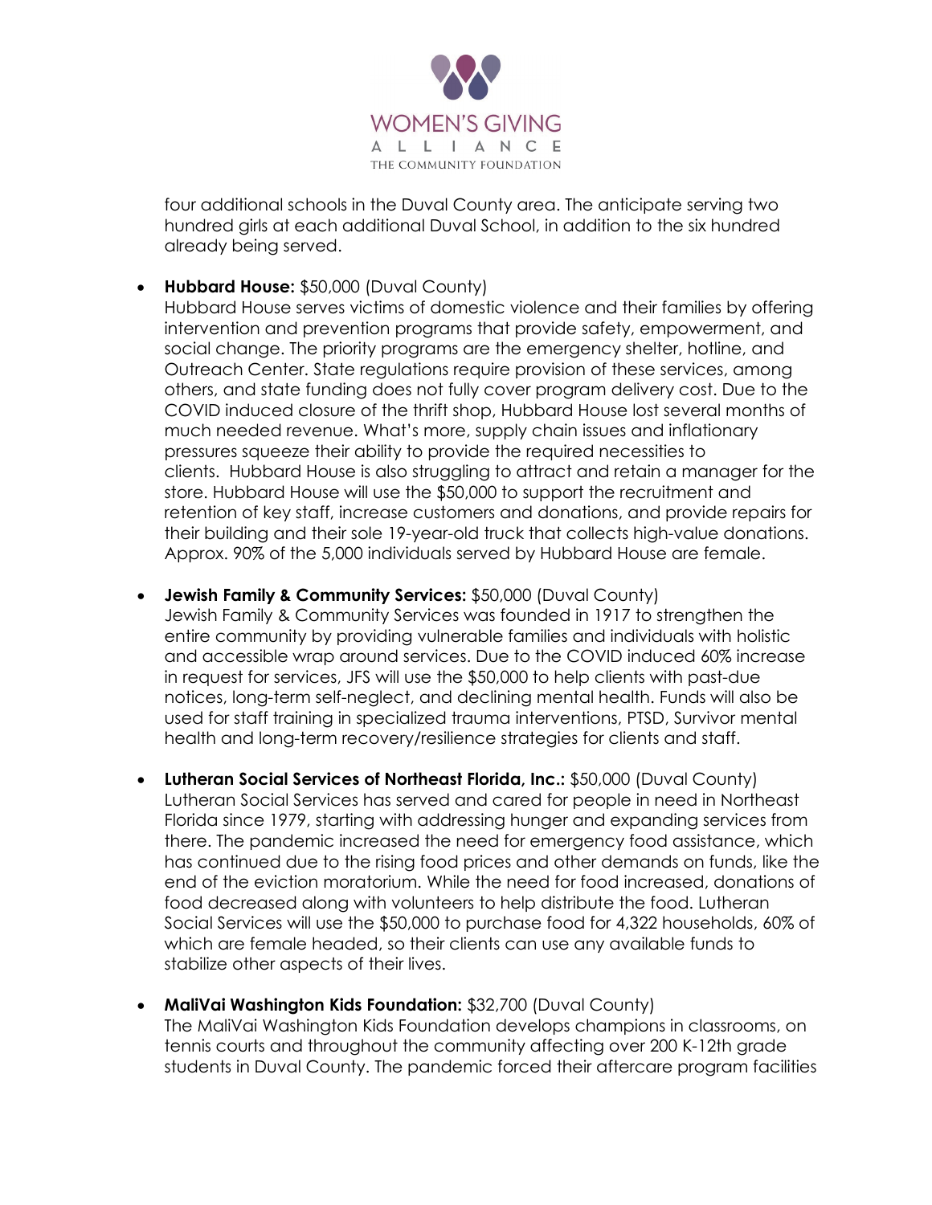four additional schools in the Duval County area. The anticipate serving two hundred girls at each additional Duval School, in addition to the six hundred already being served.

- **Hubbard House:** $50,000 (Duval County)
  Hubbard House serves victims of domestic violence and their families by offering intervention and prevention programs that provide safety, empowerment, and social change. The priority programs are the emergency shelter, hotline, and Outreach Center. State regulations require provision of these services, among others, and state funding does not fully cover program delivery cost. Due to the COVID induced closure of the thrift shop, Hubbard House lost several months of much needed revenue. What's more, supply chain issues and inflationary pressures squeeze their ability to provide the required necessities to clients. Hubbard House is also struggling to attract and retain a manager for the store. Hubbard House will use the $50,000 to support the recruitment and retention of key staff, increase customers and donations, and provide repairs for their building and their sole 19-year-old truck that collects high-value donations. Approx. 90% of the 5,000 individuals served by Hubbard House are female.

- **Jewish Family & Community Services:** $50,000 (Duval County)
  Jewish Family & Community Services was founded in 1917 to strengthen the entire community by providing vulnerable families and individuals with holistic and accessible wrap around services. Due to the COVID induced 60% increase in request for services, JFS will use the $50,000 to help clients with past-due notices, long-term self-neglect, and declining mental health. Funds will also be used for staff training in specialized trauma interventions, PTSD, Survivor mental health and long-term recovery/resilience strategies for clients and staff.

- **Lutheran Social Services of Northeast Florida, Inc.:** $50,000 (Duval County)
  Lutheran Social Services has served and cared for people in need in Northeast Florida since 1979, starting with addressing hunger and expanding services from there. The pandemic increased the need for emergency food assistance, which has continued due to the rising food prices and other demands on funds, like the end of the eviction moratorium. While the need for food increased, donations of food decreased along with volunteers to help distribute the food. Lutheran Social Services will use the $50,000 to purchase food for 4,322 households, 60% of which are female headed, so their clients can use any available funds to stabilize other aspects of their lives.

- **MaliVai Washington Kids Foundation:** $32,700 (Duval County)
  The MaliVai Washington Kids Foundation develops champions in classrooms, on tennis courts and throughout the community affecting over 200 K-12th grade students in Duval County. The pandemic forced their aftercare program facilities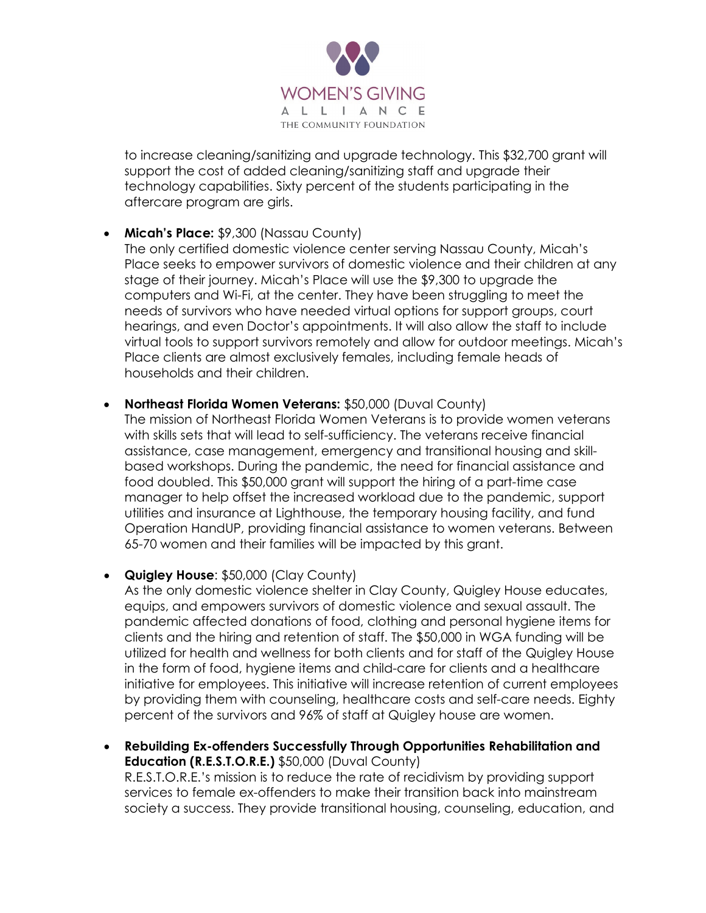to increase cleaning/sanitizing and upgrade technology. This $32,700 grant will support the cost of added cleaning/sanitizing staff and upgrade their technology capabilities. Sixty percent of the students participating in the aftercare program are girls.

- **Micah's Place:** $9,300 (Nassau County)
  The only certified domestic violence center serving Nassau County, Micah's Place seeks to empower survivors of domestic violence and their children at any stage of their journey. Micah's Place will use the $9,300 to upgrade the computers and Wi-Fi, at the center. They have been struggling to meet the needs of survivors who have needed virtual options for support groups, court hearings, and even Doctor's appointments. It will also allow the staff to include virtual tools to support survivors remotely and allow for outdoor meetings. Micah's Place clients are almost exclusively females, including female heads of households and their children.

- **Northeast Florida Women Veterans:** $50,000 (Duval County)
  The mission of Northeast Florida Women Veterans is to provide women veterans with skills sets that will lead to self-sufficiency. The veterans receive financial assistance, case management, emergency and transitional housing and skill-based workshops. During the pandemic, the need for financial assistance and food doubled. This $50,000 grant will support the hiring of a part-time case manager to help offset the increased workload due to the pandemic, support utilities and insurance at Lighthouse, the temporary housing facility, and fund Operation HandUP, providing financial assistance to women veterans. Between 65-70 women and their families will be impacted by this grant.

- **Quigley House**: $50,000 (Clay County)
  As the only domestic violence shelter in Clay County, Quigley House educates, equips, and empowers survivors of domestic violence and sexual assault. The pandemic affected donations of food, clothing and personal hygiene items for clients and the hiring and retention of staff. The $50,000 in WGA funding will be utilized for health and wellness for both clients and for staff of the Quigley House in the form of food, hygiene items and child-care for clients and a healthcare initiative for employees. This initiative will increase retention of current employees by providing them with counseling, healthcare costs and self-care needs. Eighty percent of the survivors and 96% of staff at Quigley house are women.

- **Rebuilding Ex-offenders Successfully Through Opportunities Rehabilitation and Education (R.E.S.T.O.R.E.)** $50,000 (Duval County)
  R.E.S.T.O.R.E.'s mission is to reduce the rate of recidivism by providing support services to female ex-offenders to make their transition back into mainstream society a success. They provide transitional housing, counseling, education, and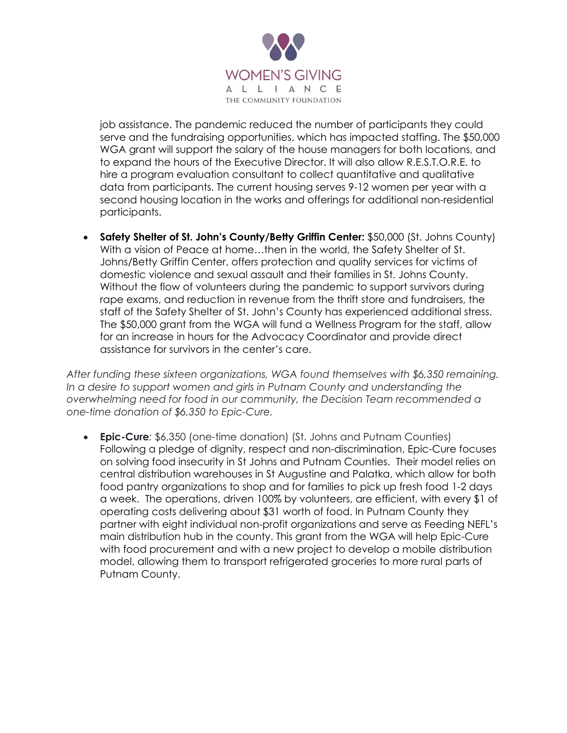job assistance. The pandemic reduced the number of participants they could serve and the fundraising opportunities, which has impacted staffing. The $50,000 WGA grant will support the salary of the house managers for both locations, and to expand the hours of the Executive Director. It will also allow R.E.S.T.O.R.E. to hire a program evaluation consultant to collect quantitative and qualitative data from participants. The current housing serves 9-12 women per year with a second housing location in the works and offerings for additional non-residential participants.

- **Safety Shelter of St. John's County/Betty Griffin Center:** $50,000 (St. Johns County) With a vision of Peace at home…then in the world, the Safety Shelter of St. Johns/Betty Griffin Center, offers protection and quality services for victims of domestic violence and sexual assault and their families in St. Johns County. Without the flow of volunteers during the pandemic to support survivors during rape exams, and reduction in revenue from the thrift store and fundraisers, the staff of the Safety Shelter of St. John's County has experienced additional stress. The $50,000 grant from the WGA will fund a Wellness Program for the staff, allow for an increase in hours for the Advocacy Coordinator and provide direct assistance for survivors in the center's care.

*After funding these sixteen organizations, WGA found themselves with $6,350 remaining. In a desire to support women and girls in Putnam County and understanding the overwhelming need for food in our community, the Decision Team recommended a one-time donation of $6,350 to Epic-Cure.*

- **Epic-Cure***:* $6,350 (one-time donation) (St. Johns and Putnam Counties) Following a pledge of dignity, respect and non-discrimination, Epic-Cure focuses on solving food insecurity in St Johns and Putnam Counties. Their model relies on central distribution warehouses in St Augustine and Palatka, which allow for both food pantry organizations to shop and for families to pick up fresh food 1-2 days a week. The operations, driven 100% by volunteers, are efficient, with every $1 of operating costs delivering about $31 worth of food. In Putnam County they partner with eight individual non-profit organizations and serve as Feeding NEFL's main distribution hub in the county. This grant from the WGA will help Epic-Cure with food procurement and with a new project to develop a mobile distribution model, allowing them to transport refrigerated groceries to more rural parts of Putnam County.